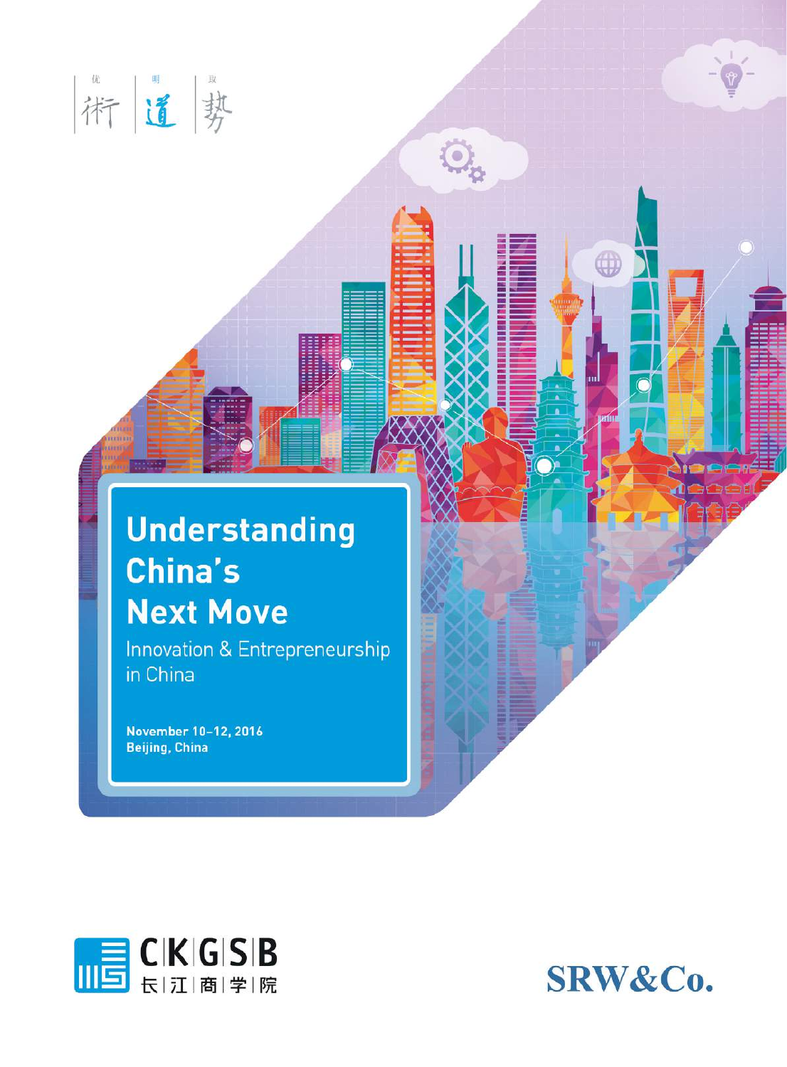优 術 | 明 道 | 取 勢

# Understanding China's Next Move

Innovation & Entrepreneurship in China

**November 10–12, 2016**
**Beijing, China**

CKGSB 长江商学院

SRW&Co.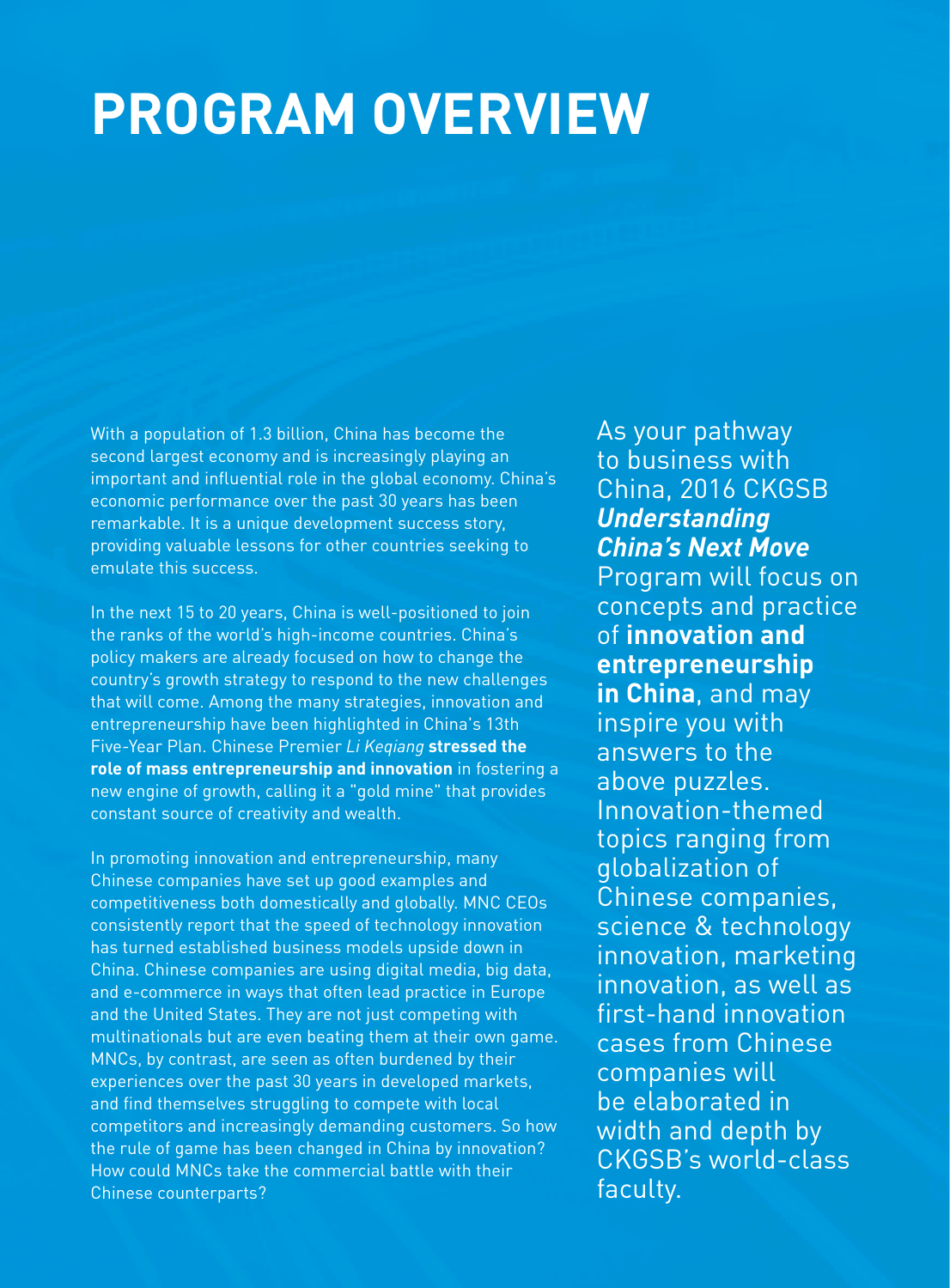# PROGRAM OVERVIEW

With a population of 1.3 billion, China has become the second largest economy and is increasingly playing an important and influential role in the global economy. China's economic performance over the past 30 years has been remarkable. It is a unique development success story, providing valuable lessons for other countries seeking to emulate this success.

In the next 15 to 20 years, China is well-positioned to join the ranks of the world's high-income countries. China's policy makers are already focused on how to change the country's growth strategy to respond to the new challenges that will come. Among the many strategies, innovation and entrepreneurship have been highlighted in China's 13th Five-Year Plan. Chinese Premier *Li Keqiang* **stressed the role of mass entrepreneurship and innovation** in fostering a new engine of growth, calling it a "gold mine" that provides constant source of creativity and wealth.

In promoting innovation and entrepreneurship, many Chinese companies have set up good examples and competitiveness both domestically and globally. MNC CEOs consistently report that the speed of technology innovation has turned established business models upside down in China. Chinese companies are using digital media, big data, and e-commerce in ways that often lead practice in Europe and the United States. They are not just competing with multinationals but are even beating them at their own game. MNCs, by contrast, are seen as often burdened by their experiences over the past 30 years in developed markets, and find themselves struggling to compete with local competitors and increasingly demanding customers. So how the rule of game has been changed in China by innovation? How could MNCs take the commercial battle with their Chinese counterparts?

As your pathway to business with China, 2016 CKGSB ***Understanding China's Next Move*** Program will focus on concepts and practice of **innovation and entrepreneurship in China**, and may inspire you with answers to the above puzzles. Innovation-themed topics ranging from globalization of Chinese companies, science & technology innovation, marketing innovation, as well as first-hand innovation cases from Chinese companies will be elaborated in width and depth by CKGSB's world-class faculty.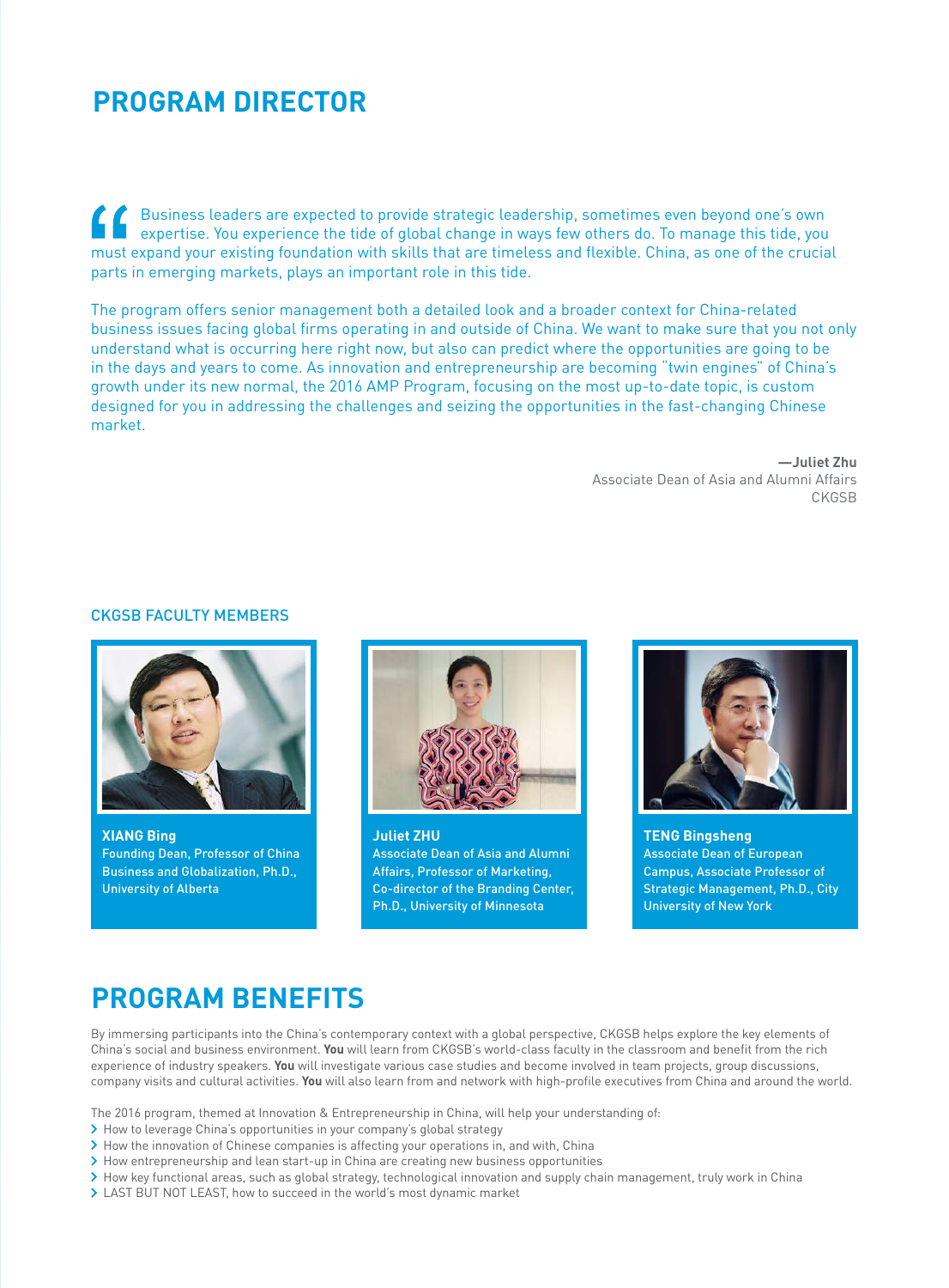# PROGRAM DIRECTOR

"Business leaders are expected to provide strategic leadership, sometimes even beyond one's own expertise. You experience the tide of global change in ways few others do. To manage this tide, you must expand your existing foundation with skills that are timeless and flexible. China, as one of the crucial parts in emerging markets, plays an important role in this tide.

The program offers senior management both a detailed look and a broader context for China-related business issues facing global firms operating in and outside of China. We want to make sure that you not only understand what is occurring here right now, but also can predict where the opportunities are going to be in the days and years to come. As innovation and entrepreneurship are becoming "twin engines" of China's growth under its new normal, the 2016 AMP Program, focusing on the most up-to-date topic, is custom designed for you in addressing the challenges and seizing the opportunities in the fast-changing Chinese market.

**—Juliet Zhu**
Associate Dean of Asia and Alumni Affairs
CKGSB

## CKGSB FACULTY MEMBERS

**XIANG Bing**
Founding Dean, Professor of China Business and Globalization, Ph.D., University of Alberta

**Juliet ZHU**
Associate Dean of Asia and Alumni Affairs, Professor of Marketing, Co-director of the Branding Center, Ph.D., University of Minnesota

**TENG Bingsheng**
Associate Dean of European Campus, Associate Professor of Strategic Management, Ph.D., City University of New York

# PROGRAM BENEFITS

By immersing participants into the China's contemporary context with a global perspective, CKGSB helps explore the key elements of China's social and business environment. **You** will learn from CKGSB's world-class faculty in the classroom and benefit from the rich experience of industry speakers. **You** will investigate various case studies and become involved in team projects, group discussions, company visits and cultural activities. **You** will also learn from and network with high-profile executives from China and around the world.

The 2016 program, themed at Innovation & Entrepreneurship in China, will help your understanding of:

- How to leverage China's opportunities in your company's global strategy
- How the innovation of Chinese companies is affecting your operations in, and with, China
- How entrepreneurship and lean start-up in China are creating new business opportunities
- How key functional areas, such as global strategy, technological innovation and supply chain management, truly work in China
- LAST BUT NOT LEAST, how to succeed in the world's most dynamic market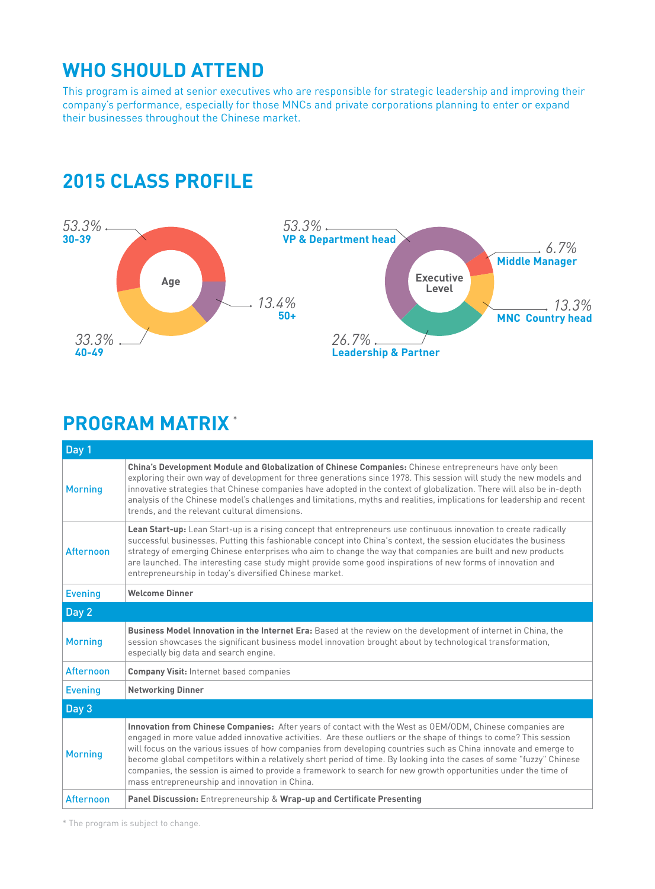## WHO SHOULD ATTEND

This program is aimed at senior executives who are responsible for strategic leadership and improving their company's performance, especially for those MNCs and private corporations planning to enter or expand their businesses throughout the Chinese market.

## 2015 CLASS PROFILE

**Age**

- 53.3% **30-39**
- 33.3% **40-49**
- 13.4% **50+**

**Executive Level**

- 53.3% **VP & Department head**
- 6.7% **Middle Manager**
- 13.3% **MNC Country head**
- 26.7% **Leadership & Partner**

## PROGRAM MATRIX *

| Day 1 | |
|---|---|
| Morning | **China's Development Module and Globalization of Chinese Companies:** Chinese entrepreneurs have only been exploring their own way of development for three generations since 1978. This session will study the new models and innovative strategies that Chinese companies have adopted in the context of globalization. There will also be in-depth analysis of the Chinese model's challenges and limitations, myths and realities, implications for leadership and recent trends, and the relevant cultural dimensions. |
| Afternoon | **Lean Start-up:** Lean Start-up is a rising concept that entrepreneurs use continuous innovation to create radically successful businesses. Putting this fashionable concept into China's context, the session elucidates the business strategy of emerging Chinese enterprises who aim to change the way that companies are built and new products are launched. The interesting case study might provide some good inspirations of new forms of innovation and entrepreneurship in today's diversified Chinese market. |
| Evening | **Welcome Dinner** |
| **Day 2** | |
| Morning | **Business Model Innovation in the Internet Era:** Based at the review on the development of internet in China, the session showcases the significant business model innovation brought about by technological transformation, especially big data and search engine. |
| Afternoon | **Company Visit:** Internet based companies |
| Evening | **Networking Dinner** |
| **Day 3** | |
| Morning | **Innovation from Chinese Companies:** After years of contact with the West as OEM/ODM, Chinese companies are engaged in more value added innovative activities. Are these outliers or the shape of things to come? This session will focus on the various issues of how companies from developing countries such as China innovate and emerge to become global competitors within a relatively short period of time. By looking into the cases of some "fuzzy" Chinese companies, the session is aimed to provide a framework to search for new growth opportunities under the time of mass entrepreneurship and innovation in China. |
| Afternoon | **Panel Discussion:** Entrepreneurship & **Wrap-up and Certificate Presenting** |

* The program is subject to change.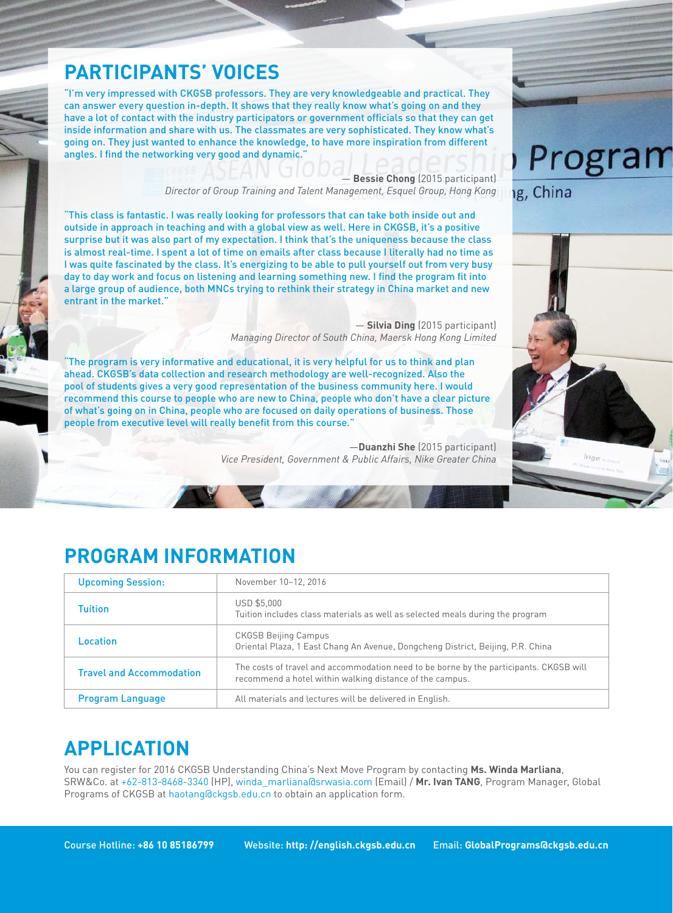## PARTICIPANTS' VOICES

"I'm very impressed with CKGSB professors. They are very knowledgeable and practical. They can answer every question in-depth. It shows that they really know what's going on and they have a lot of contact with the industry participators or government officials so that they can get inside information and share with us. The classmates are very sophisticated. They know what's going on. They just wanted to enhance the knowledge, to have more inspiration from different angles. I find the networking very good and dynamic."

— **Bessie Chong** (2015 participant)
*Director of Group Training and Talent Management, Esquel Group, Hong Kong*

"This class is fantastic. I was really looking for professors that can take both inside out and outside in approach in teaching and with a global view as well. Here in CKGSB, it's a positive surprise but it was also part of my expectation. I think that's the uniqueness because the class is almost real-time. I spent a lot of time on emails after class because I literally had no time as I was quite fascinated by the class. It's energizing to be able to pull yourself out from very busy day to day work and focus on listening and learning something new. I find the program fit into a large group of audience, both MNCs trying to rethink their strategy in China market and new entrant in the market."

— **Silvia Ding** (2015 participant)
*Managing Director of South China, Maersk Hong Kong Limited*

"The program is very informative and educational, it is very helpful for us to think and plan ahead. CKGSB's data collection and research methodology are well-recognized. Also the pool of students gives a very good representation of the business community here. I would recommend this course to people who are new to China, people who don't have a clear picture of what's going on in China, people who are focused on daily operations of business. Those people from executive level will really benefit from this course."

—**Duanzhi She** (2015 participant)
*Vice President, Government & Public Affairs, Nike Greater China*

## PROGRAM INFORMATION

| | |
|---|---|
| Upcoming Session: | November 10–12, 2016 |
| Tuition | USD $5,000<br>Tuition includes class materials as well as selected meals during the program |
| Location | CKGSB Beijing Campus<br>Oriental Plaza, 1 East Chang An Avenue, Dongcheng District, Beijing, P.R. China |
| Travel and Accommodation | The costs of travel and accommodation need to be borne by the participants. CKGSB will recommend a hotel within walking distance of the campus. |
| Program Language | All materials and lectures will be delivered in English. |

## APPLICATION

You can register for 2016 CKGSB Understanding China's Next Move Program by contacting **Ms. Winda Marliana**, SRW&Co. at +62-813-8468-3340 (HP), winda_marliana@srwasia.com (Email) / **Mr. Ivan TANG**, Program Manager, Global Programs of CKGSB at haotang@ckgsb.edu.cn to obtain an application form.

Course Hotline: **+86 10 85186799** Website: **http: //english.ckgsb.edu.cn** Email: **GlobalPrograms@ckgsb.edu.cn**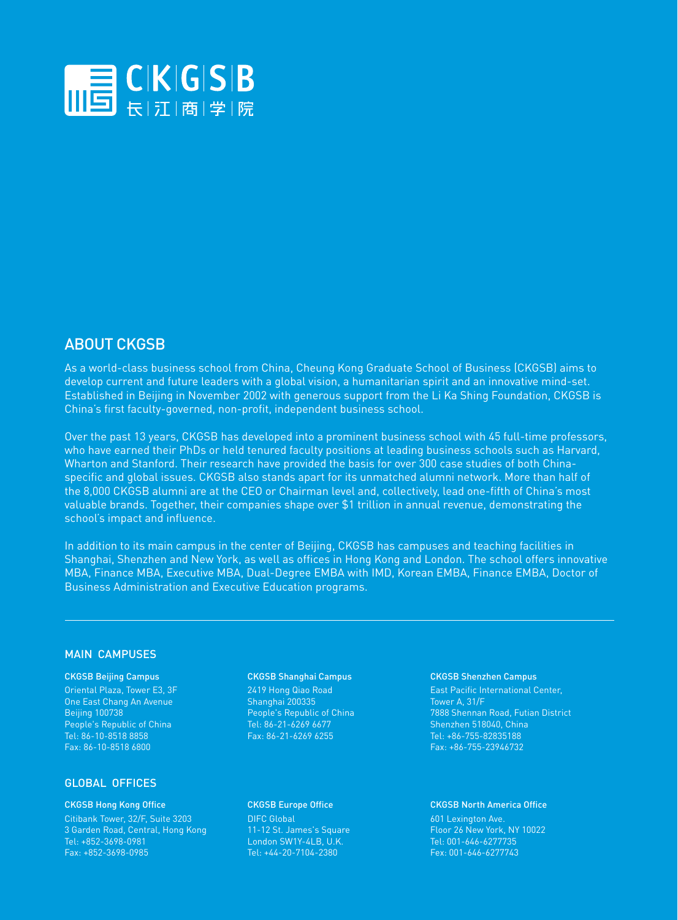CKGSB

长江商学院

## ABOUT CKGSB

As a world-class business school from China, Cheung Kong Graduate School of Business (CKGSB) aims to develop current and future leaders with a global vision, a humanitarian spirit and an innovative mind-set. Established in Beijing in November 2002 with generous support from the Li Ka Shing Foundation, CKGSB is China's first faculty-governed, non-profit, independent business school.

Over the past 13 years, CKGSB has developed into a prominent business school with 45 full-time professors, who have earned their PhDs or held tenured faculty positions at leading business schools such as Harvard, Wharton and Stanford. Their research have provided the basis for over 300 case studies of both China-specific and global issues. CKGSB also stands apart for its unmatched alumni network. More than half of the 8,000 CKGSB alumni are at the CEO or Chairman level and, collectively, lead one-fifth of China's most valuable brands. Together, their companies shape over $1 trillion in annual revenue, demonstrating the school's impact and influence.

In addition to its main campus in the center of Beijing, CKGSB has campuses and teaching facilities in Shanghai, Shenzhen and New York, as well as offices in Hong Kong and London. The school offers innovative MBA, Finance MBA, Executive MBA, Dual-Degree EMBA with IMD, Korean EMBA, Finance EMBA, Doctor of Business Administration and Executive Education programs.

---

### MAIN CAMPUSES

**CKGSB Beijing Campus**
Oriental Plaza, Tower E3, 3F
One East Chang An Avenue
Beijing 100738
People's Republic of China
Tel: 86-10-8518 8858
Fax: 86-10-8518 6800

**CKGSB Shanghai Campus**
2419 Hong Qiao Road
Shanghai 200335
People's Republic of China
Tel: 86-21-6269 6677
Fax: 86-21-6269 6255

**CKGSB Shenzhen Campus**
East Pacific International Center,
Tower A, 31/F
7888 Shennan Road, Futian District
Shenzhen 518040, China
Tel: +86-755-82835188
Fax: +86-755-23946732

### GLOBAL OFFICES

**CKGSB Hong Kong Office**
Citibank Tower, 32/F, Suite 3203
3 Garden Road, Central, Hong Kong
Tel: +852-3698-0981
Fax: +852-3698-0985

**CKGSB Europe Office**
DIFC Global
11-12 St. James's Square
London SW1Y-4LB, U.K.
Tel: +44-20-7104-2380

**CKGSB North America Office**
601 Lexington Ave.
Floor 26 New York, NY 10022
Tel: 001-646-6277735
Fex: 001-646-6277743